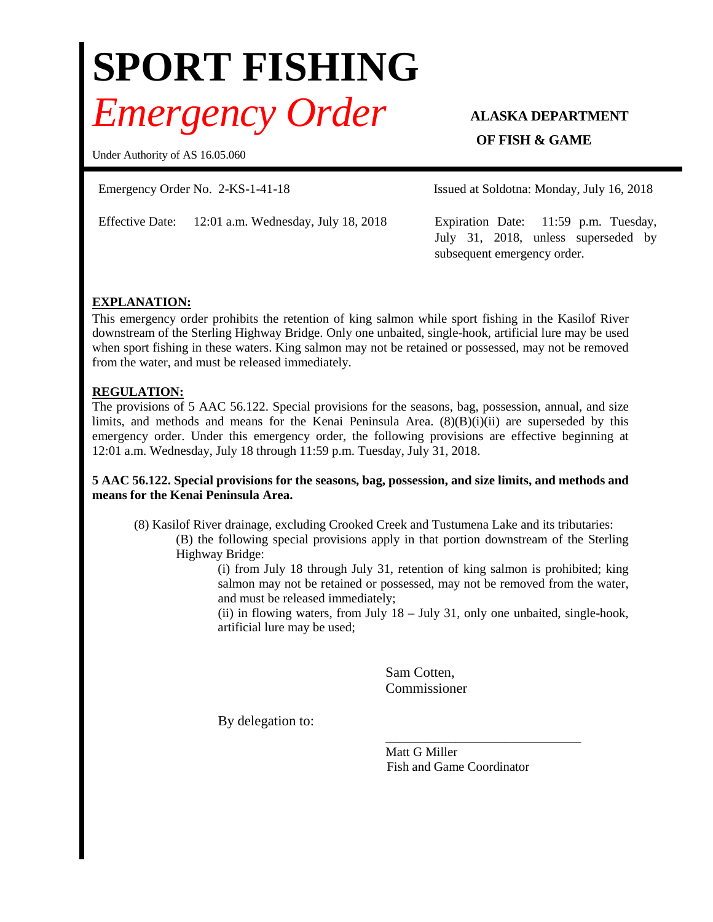# SPORT FISHING

## *Emergency Order*

**ALASKA DEPARTMENT OF FISH & GAME**

Under Authority of AS 16.05.060

Emergency Order No. 2-KS-1-41-18

Issued at Soldotna: Monday, July 16, 2018

Effective Date: 12:01 a.m. Wednesday, July 18, 2018

Expiration Date: 11:59 p.m. Tuesday, July 31, 2018, unless superseded by subsequent emergency order.

**EXPLANATION:**

This emergency order prohibits the retention of king salmon while sport fishing in the Kasilof River downstream of the Sterling Highway Bridge. Only one unbaited, single-hook, artificial lure may be used when sport fishing in these waters. King salmon may not be retained or possessed, may not be removed from the water, and must be released immediately.

**REGULATION:**

The provisions of 5 AAC 56.122. Special provisions for the seasons, bag, possession, annual, and size limits, and methods and means for the Kenai Peninsula Area. (8)(B)(i)(ii) are superseded by this emergency order. Under this emergency order, the following provisions are effective beginning at 12:01 a.m. Wednesday, July 18 through 11:59 p.m. Tuesday, July 31, 2018.

**5 AAC 56.122. Special provisions for the seasons, bag, possession, and size limits, and methods and means for the Kenai Peninsula Area.**

(8) Kasilof River drainage, excluding Crooked Creek and Tustumena Lake and its tributaries:

(B) the following special provisions apply in that portion downstream of the Sterling Highway Bridge:

(i) from July 18 through July 31, retention of king salmon is prohibited; king salmon may not be retained or possessed, may not be removed from the water, and must be released immediately;

(ii) in flowing waters, from July 18 – July 31, only one unbaited, single-hook, artificial lure may be used;

Sam Cotten,
Commissioner

By delegation to:

\_\_\_\_\_\_\_\_\_\_\_\_\_\_\_\_\_\_\_\_\_\_\_\_\_\_\_\_\_\_

Matt G Miller
Fish and Game Coordinator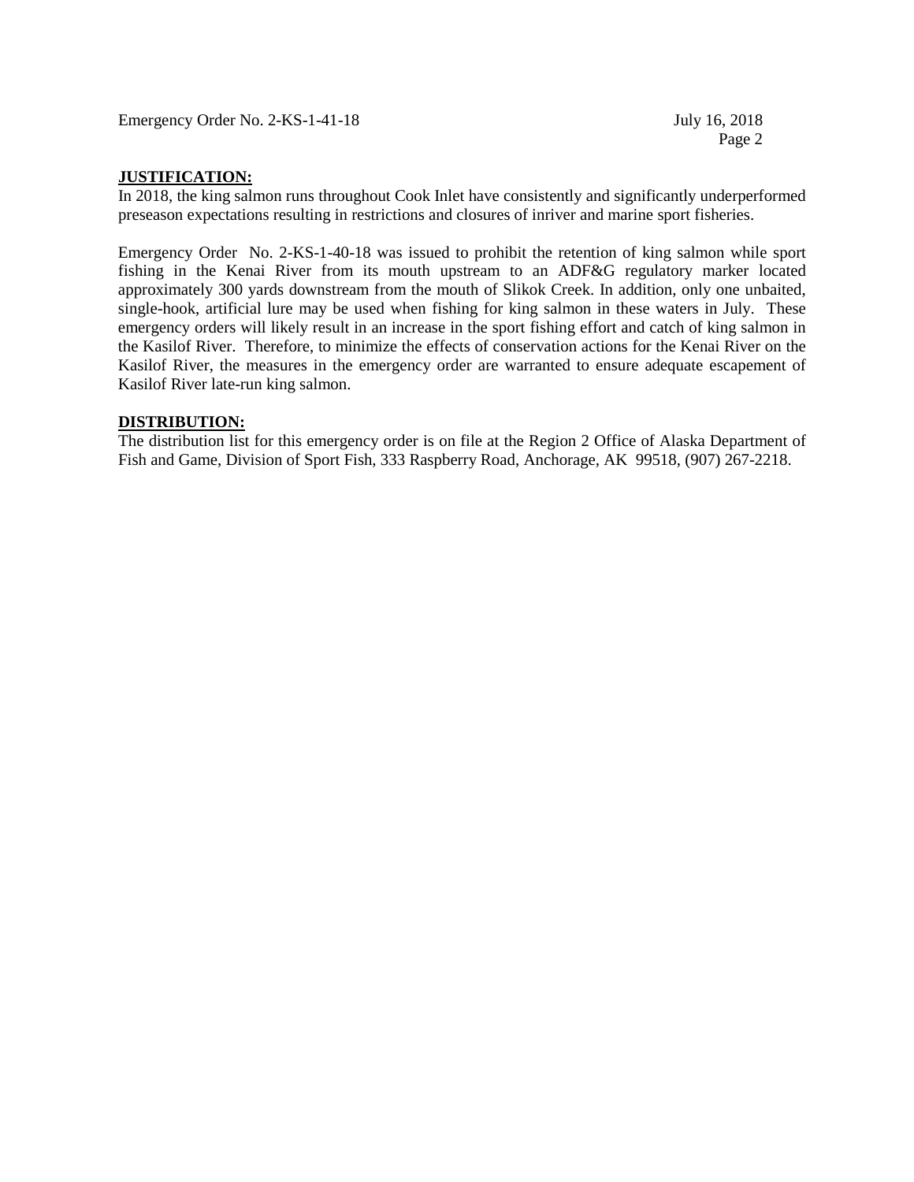**JUSTIFICATION:**

In 2018, the king salmon runs throughout Cook Inlet have consistently and significantly underperformed preseason expectations resulting in restrictions and closures of inriver and marine sport fisheries.

Emergency Order No. 2-KS-1-40-18 was issued to prohibit the retention of king salmon while sport fishing in the Kenai River from its mouth upstream to an ADF&G regulatory marker located approximately 300 yards downstream from the mouth of Slikok Creek. In addition, only one unbaited, single-hook, artificial lure may be used when fishing for king salmon in these waters in July. These emergency orders will likely result in an increase in the sport fishing effort and catch of king salmon in the Kasilof River. Therefore, to minimize the effects of conservation actions for the Kenai River on the Kasilof River, the measures in the emergency order are warranted to ensure adequate escapement of Kasilof River late-run king salmon.

**DISTRIBUTION:**

The distribution list for this emergency order is on file at the Region 2 Office of Alaska Department of Fish and Game, Division of Sport Fish, 333 Raspberry Road, Anchorage, AK 99518, (907) 267-2218.